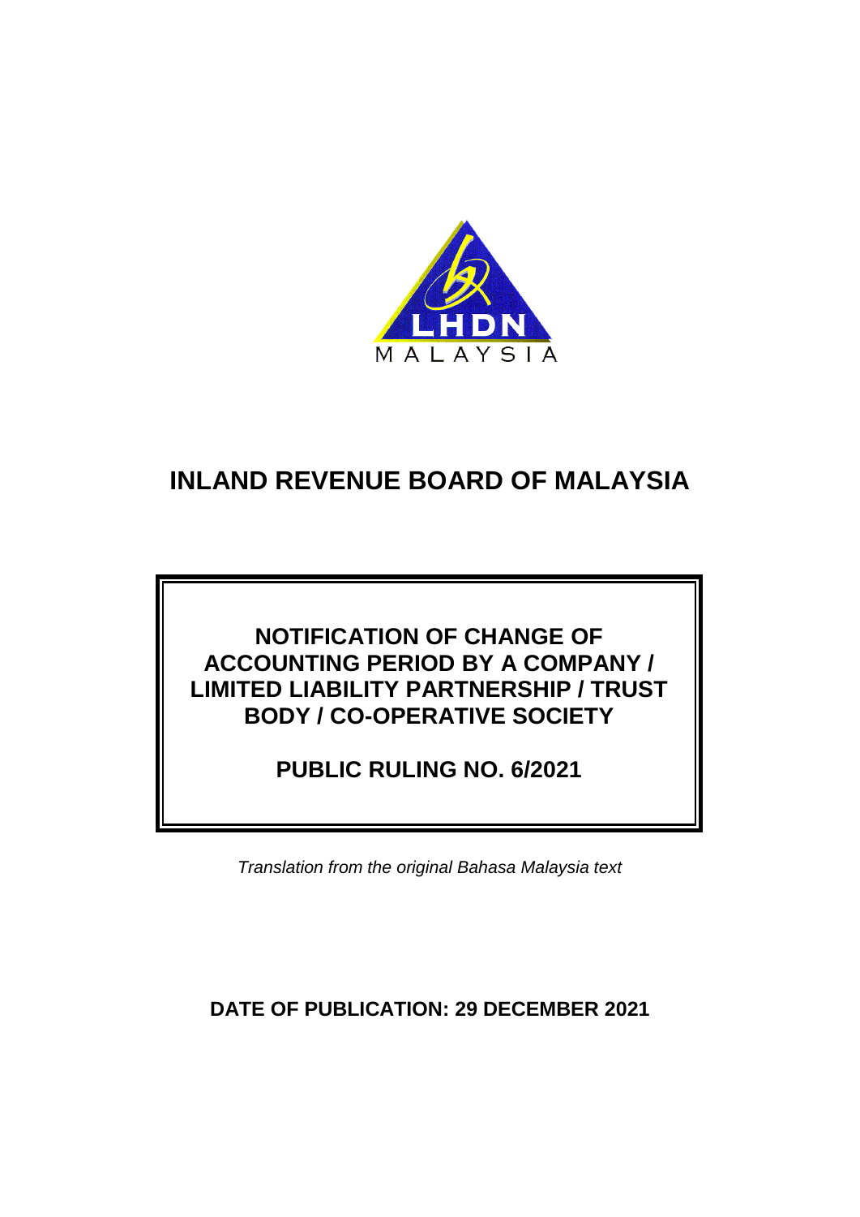LHDN MALAYSIA

# INLAND REVENUE BOARD OF MALAYSIA

**NOTIFICATION OF CHANGE OF ACCOUNTING PERIOD BY A COMPANY / LIMITED LIABILITY PARTNERSHIP / TRUST BODY / CO-OPERATIVE SOCIETY**

**PUBLIC RULING NO. 6/2021**

*Translation from the original Bahasa Malaysia text*

**DATE OF PUBLICATION: 29 DECEMBER 2021**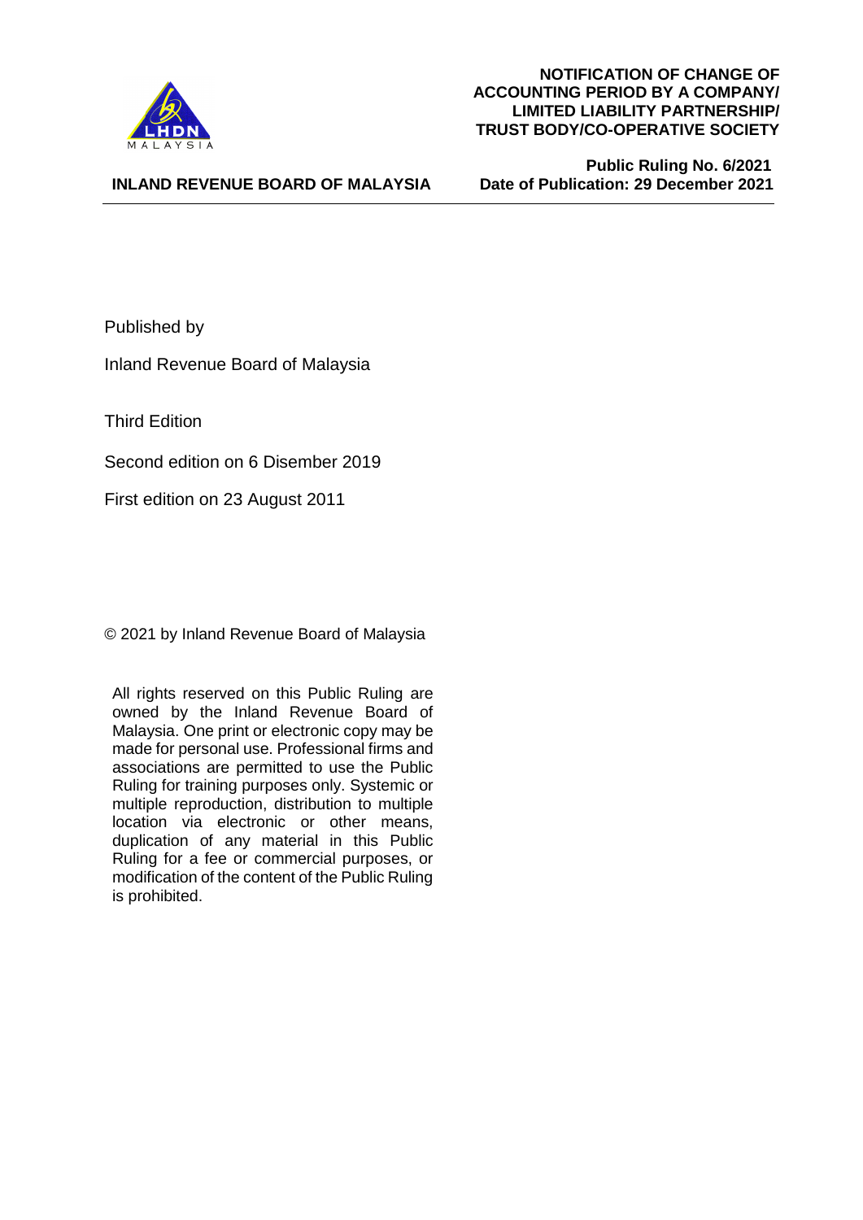Published by

Inland Revenue Board of Malaysia

Third Edition

Second edition on 6 Disember 2019

First edition on 23 August 2011

© 2021 by Inland Revenue Board of Malaysia

All rights reserved on this Public Ruling are owned by the Inland Revenue Board of Malaysia. One print or electronic copy may be made for personal use. Professional firms and associations are permitted to use the Public Ruling for training purposes only. Systemic or multiple reproduction, distribution to multiple location via electronic or other means, duplication of any material in this Public Ruling for a fee or commercial purposes, or modification of the content of the Public Ruling is prohibited.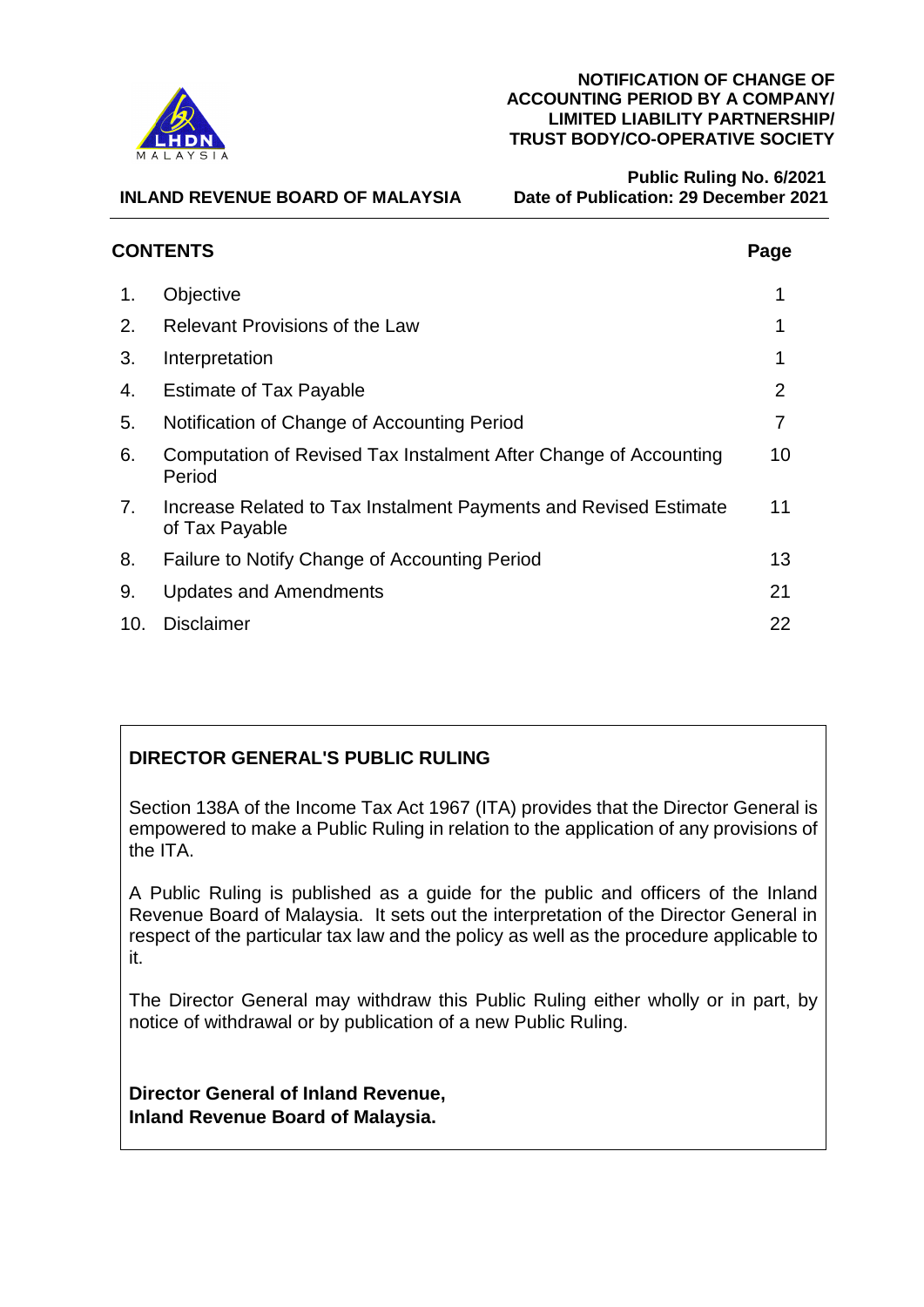**NOTIFICATION OF CHANGE OF ACCOUNTING PERIOD BY A COMPANY/ LIMITED LIABILITY PARTNERSHIP/ TRUST BODY/CO-OPERATIVE SOCIETY**

**INLAND REVENUE BOARD OF MALAYSIA**

**Public Ruling No. 6/2021**
**Date of Publication: 29 December 2021**

## CONTENTS

| | | Page |
|---|---|---|
| 1. | Objective | 1 |
| 2. | Relevant Provisions of the Law | 1 |
| 3. | Interpretation | 1 |
| 4. | Estimate of Tax Payable | 2 |
| 5. | Notification of Change of Accounting Period | 7 |
| 6. | Computation of Revised Tax Instalment After Change of Accounting Period | 10 |
| 7. | Increase Related to Tax Instalment Payments and Revised Estimate of Tax Payable | 11 |
| 8. | Failure to Notify Change of Accounting Period | 13 |
| 9. | Updates and Amendments | 21 |
| 10. | Disclaimer | 22 |

**DIRECTOR GENERAL'S PUBLIC RULING**

Section 138A of the Income Tax Act 1967 (ITA) provides that the Director General is empowered to make a Public Ruling in relation to the application of any provisions of the ITA.

A Public Ruling is published as a guide for the public and officers of the Inland Revenue Board of Malaysia. It sets out the interpretation of the Director General in respect of the particular tax law and the policy as well as the procedure applicable to it.

The Director General may withdraw this Public Ruling either wholly or in part, by notice of withdrawal or by publication of a new Public Ruling.

**Director General of Inland Revenue,**
**Inland Revenue Board of Malaysia.**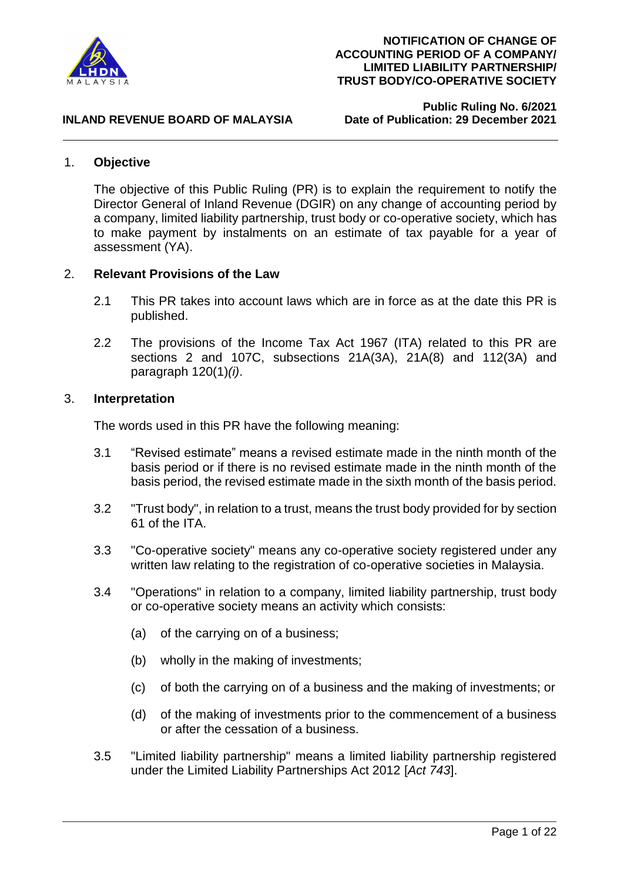# NOTIFICATION OF CHANGE OF ACCOUNTING PERIOD OF A COMPANY/ LIMITED LIABILITY PARTNERSHIP/ TRUST BODY/CO-OPERATIVE SOCIETY

**INLAND REVENUE BOARD OF MALAYSIA**

**Public Ruling No. 6/2021**
**Date of Publication: 29 December 2021**

## 1. Objective

The objective of this Public Ruling (PR) is to explain the requirement to notify the Director General of Inland Revenue (DGIR) on any change of accounting period by a company, limited liability partnership, trust body or co-operative society, which has to make payment by instalments on an estimate of tax payable for a year of assessment (YA).

## 2. Relevant Provisions of the Law

2.1 This PR takes into account laws which are in force as at the date this PR is published.

2.2 The provisions of the Income Tax Act 1967 (ITA) related to this PR are sections 2 and 107C, subsections 21A(3A), 21A(8) and 112(3A) and paragraph 120(1)*(i)*.

## 3. Interpretation

The words used in this PR have the following meaning:

3.1 "Revised estimate" means a revised estimate made in the ninth month of the basis period or if there is no revised estimate made in the ninth month of the basis period, the revised estimate made in the sixth month of the basis period.

3.2 "Trust body", in relation to a trust, means the trust body provided for by section 61 of the ITA.

3.3 "Co-operative society" means any co-operative society registered under any written law relating to the registration of co-operative societies in Malaysia.

3.4 "Operations" in relation to a company, limited liability partnership, trust body or co-operative society means an activity which consists:

- (a) of the carrying on of a business;
- (b) wholly in the making of investments;
- (c) of both the carrying on of a business and the making of investments; or
- (d) of the making of investments prior to the commencement of a business or after the cessation of a business.

3.5 "Limited liability partnership" means a limited liability partnership registered under the Limited Liability Partnerships Act 2012 [*Act 743*].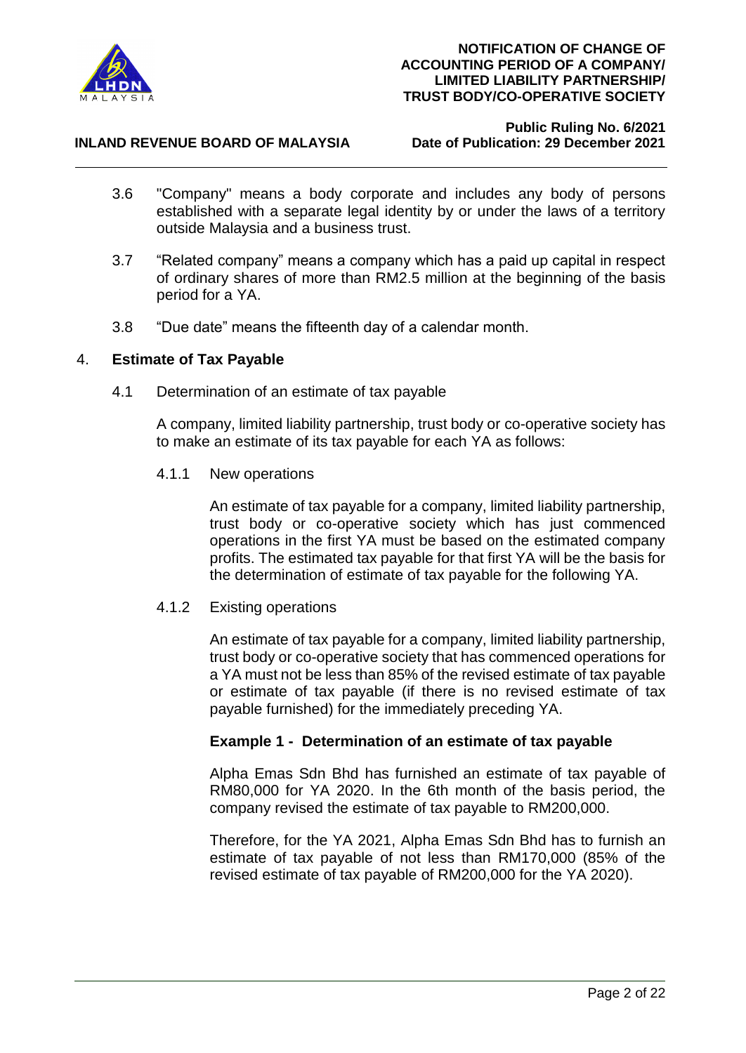3.6 "Company" means a body corporate and includes any body of persons established with a separate legal identity by or under the laws of a territory outside Malaysia and a business trust.

3.7 "Related company" means a company which has a paid up capital in respect of ordinary shares of more than RM2.5 million at the beginning of the basis period for a YA.

3.8 "Due date" means the fifteenth day of a calendar month.

## 4. Estimate of Tax Payable

4.1 Determination of an estimate of tax payable

A company, limited liability partnership, trust body or co-operative society has to make an estimate of its tax payable for each YA as follows:

4.1.1 New operations

An estimate of tax payable for a company, limited liability partnership, trust body or co-operative society which has just commenced operations in the first YA must be based on the estimated company profits. The estimated tax payable for that first YA will be the basis for the determination of estimate of tax payable for the following YA.

4.1.2 Existing operations

An estimate of tax payable for a company, limited liability partnership, trust body or co-operative society that has commenced operations for a YA must not be less than 85% of the revised estimate of tax payable or estimate of tax payable (if there is no revised estimate of tax payable furnished) for the immediately preceding YA.

**Example 1 - Determination of an estimate of tax payable**

Alpha Emas Sdn Bhd has furnished an estimate of tax payable of RM80,000 for YA 2020. In the 6th month of the basis period, the company revised the estimate of tax payable to RM200,000.

Therefore, for the YA 2021, Alpha Emas Sdn Bhd has to furnish an estimate of tax payable of not less than RM170,000 (85% of the revised estimate of tax payable of RM200,000 for the YA 2020).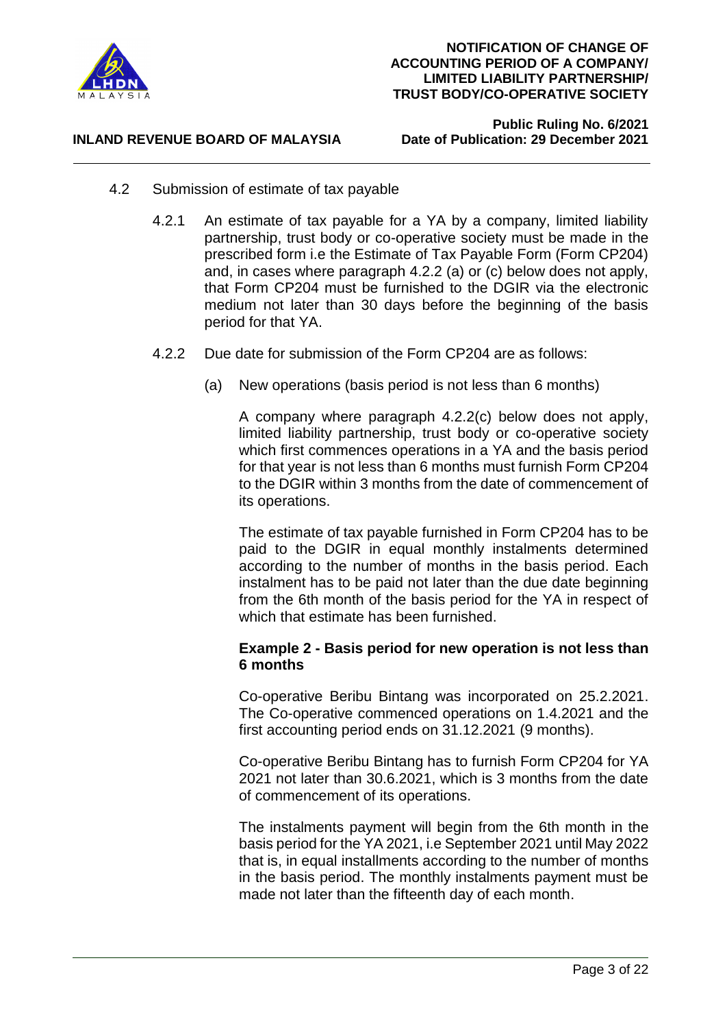4.2 Submission of estimate of tax payable

4.2.1 An estimate of tax payable for a YA by a company, limited liability partnership, trust body or co-operative society must be made in the prescribed form i.e the Estimate of Tax Payable Form (Form CP204) and, in cases where paragraph 4.2.2 (a) or (c) below does not apply, that Form CP204 must be furnished to the DGIR via the electronic medium not later than 30 days before the beginning of the basis period for that YA.

4.2.2 Due date for submission of the Form CP204 are as follows:

(a) New operations (basis period is not less than 6 months)

A company where paragraph 4.2.2(c) below does not apply, limited liability partnership, trust body or co-operative society which first commences operations in a YA and the basis period for that year is not less than 6 months must furnish Form CP204 to the DGIR within 3 months from the date of commencement of its operations.

The estimate of tax payable furnished in Form CP204 has to be paid to the DGIR in equal monthly instalments determined according to the number of months in the basis period. Each instalment has to be paid not later than the due date beginning from the 6th month of the basis period for the YA in respect of which that estimate has been furnished.

**Example 2 - Basis period for new operation is not less than 6 months**

Co-operative Beribu Bintang was incorporated on 25.2.2021. The Co-operative commenced operations on 1.4.2021 and the first accounting period ends on 31.12.2021 (9 months).

Co-operative Beribu Bintang has to furnish Form CP204 for YA 2021 not later than 30.6.2021, which is 3 months from the date of commencement of its operations.

The instalments payment will begin from the 6th month in the basis period for the YA 2021, i.e September 2021 until May 2022 that is, in equal installments according to the number of months in the basis period. The monthly instalments payment must be made not later than the fifteenth day of each month.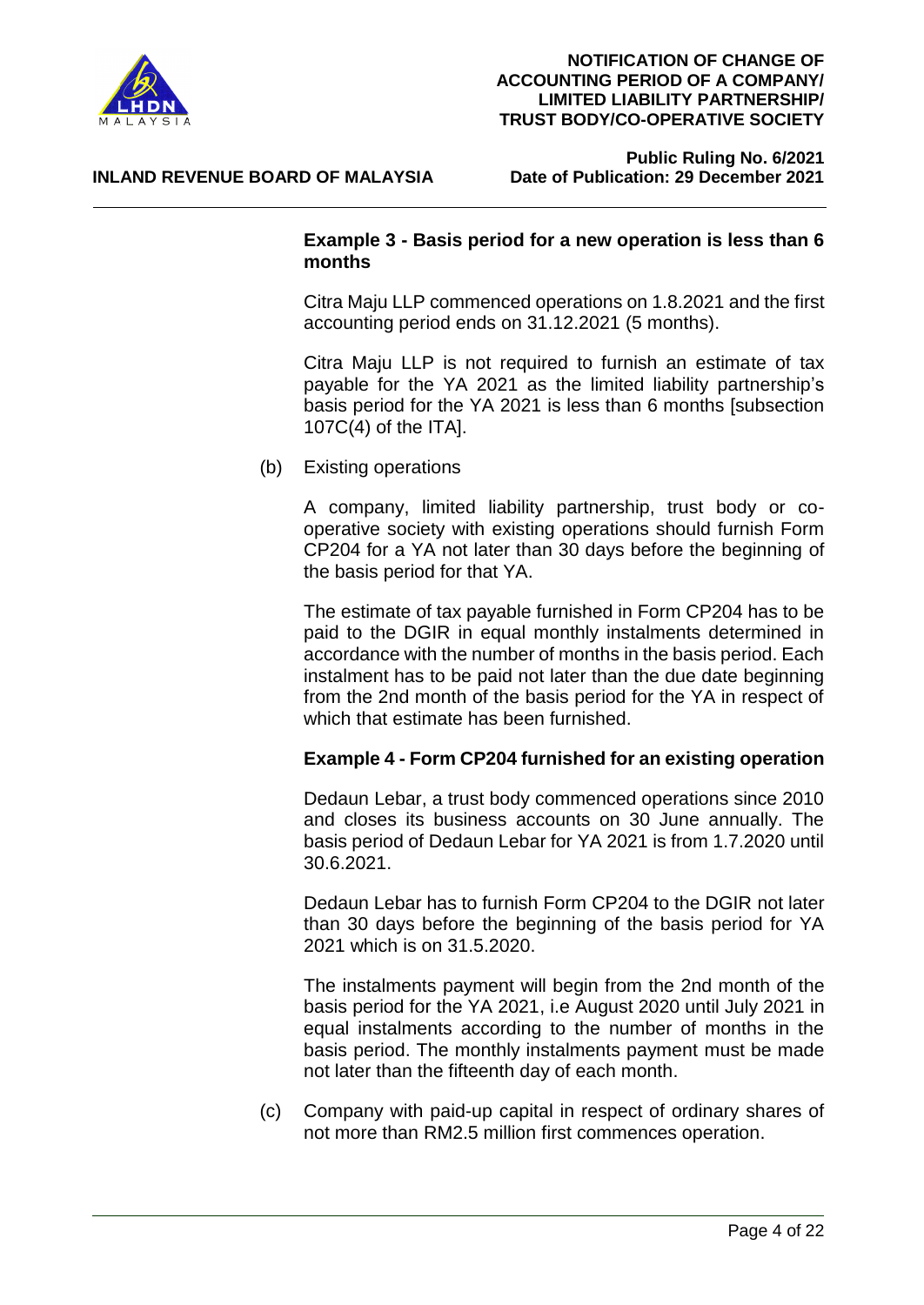**Example 3 - Basis period for a new operation is less than 6 months**

Citra Maju LLP commenced operations on 1.8.2021 and the first accounting period ends on 31.12.2021 (5 months).

Citra Maju LLP is not required to furnish an estimate of tax payable for the YA 2021 as the limited liability partnership's basis period for the YA 2021 is less than 6 months [subsection 107C(4) of the ITA].

(b) Existing operations

A company, limited liability partnership, trust body or co-operative society with existing operations should furnish Form CP204 for a YA not later than 30 days before the beginning of the basis period for that YA.

The estimate of tax payable furnished in Form CP204 has to be paid to the DGIR in equal monthly instalments determined in accordance with the number of months in the basis period. Each instalment has to be paid not later than the due date beginning from the 2nd month of the basis period for the YA in respect of which that estimate has been furnished.

**Example 4 - Form CP204 furnished for an existing operation**

Dedaun Lebar, a trust body commenced operations since 2010 and closes its business accounts on 30 June annually. The basis period of Dedaun Lebar for YA 2021 is from 1.7.2020 until 30.6.2021.

Dedaun Lebar has to furnish Form CP204 to the DGIR not later than 30 days before the beginning of the basis period for YA 2021 which is on 31.5.2020.

The instalments payment will begin from the 2nd month of the basis period for the YA 2021, i.e August 2020 until July 2021 in equal instalments according to the number of months in the basis period. The monthly instalments payment must be made not later than the fifteenth day of each month.

(c) Company with paid-up capital in respect of ordinary shares of not more than RM2.5 million first commences operation.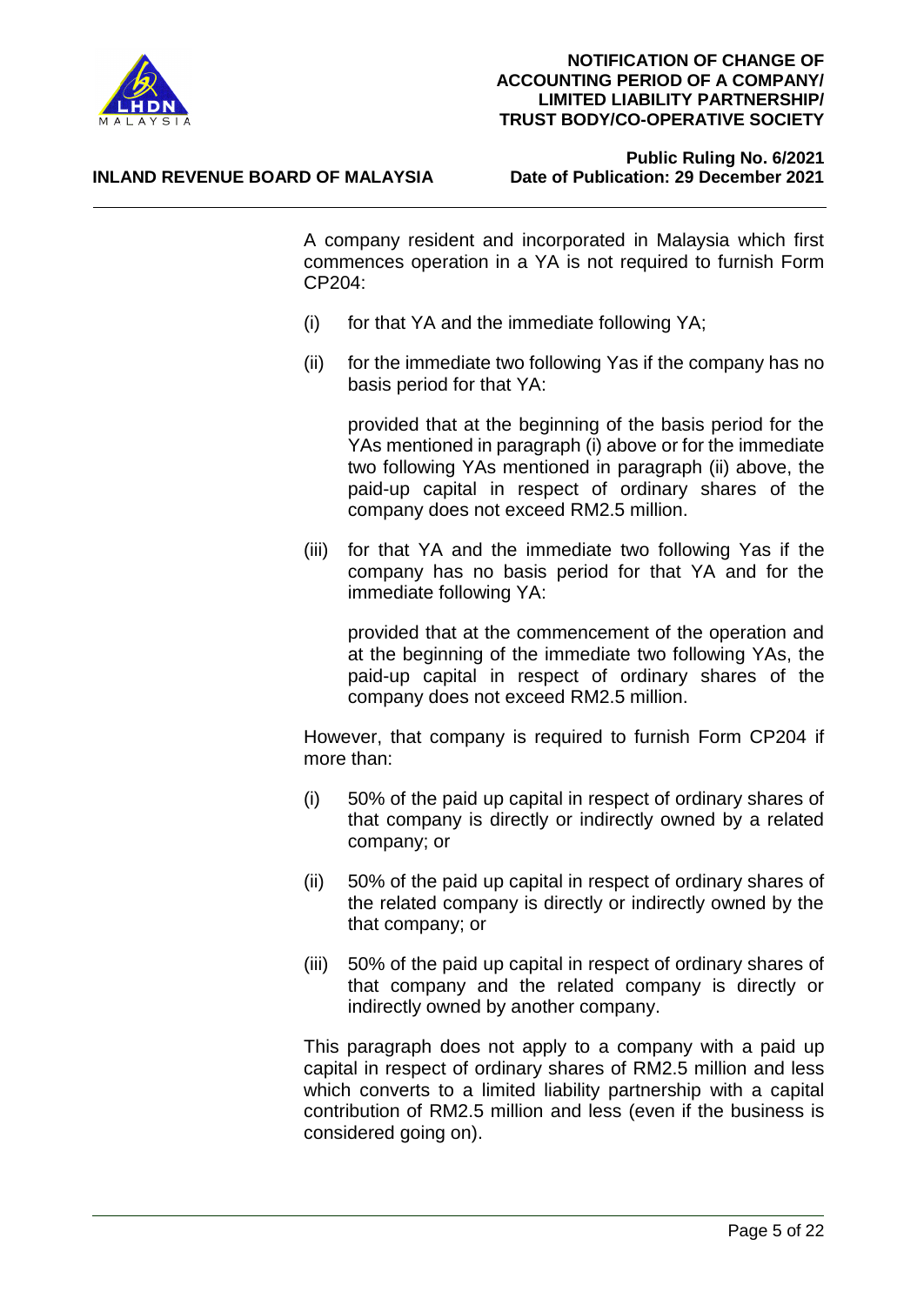A company resident and incorporated in Malaysia which first commences operation in a YA is not required to furnish Form CP204:

(i) for that YA and the immediate following YA;

(ii) for the immediate two following Yas if the company has no basis period for that YA:

provided that at the beginning of the basis period for the YAs mentioned in paragraph (i) above or for the immediate two following YAs mentioned in paragraph (ii) above, the paid-up capital in respect of ordinary shares of the company does not exceed RM2.5 million.

(iii) for that YA and the immediate two following Yas if the company has no basis period for that YA and for the immediate following YA:

provided that at the commencement of the operation and at the beginning of the immediate two following YAs, the paid-up capital in respect of ordinary shares of the company does not exceed RM2.5 million.

However, that company is required to furnish Form CP204 if more than:

(i) 50% of the paid up capital in respect of ordinary shares of that company is directly or indirectly owned by a related company; or

(ii) 50% of the paid up capital in respect of ordinary shares of the related company is directly or indirectly owned by the that company; or

(iii) 50% of the paid up capital in respect of ordinary shares of that company and the related company is directly or indirectly owned by another company.

This paragraph does not apply to a company with a paid up capital in respect of ordinary shares of RM2.5 million and less which converts to a limited liability partnership with a capital contribution of RM2.5 million and less (even if the business is considered going on).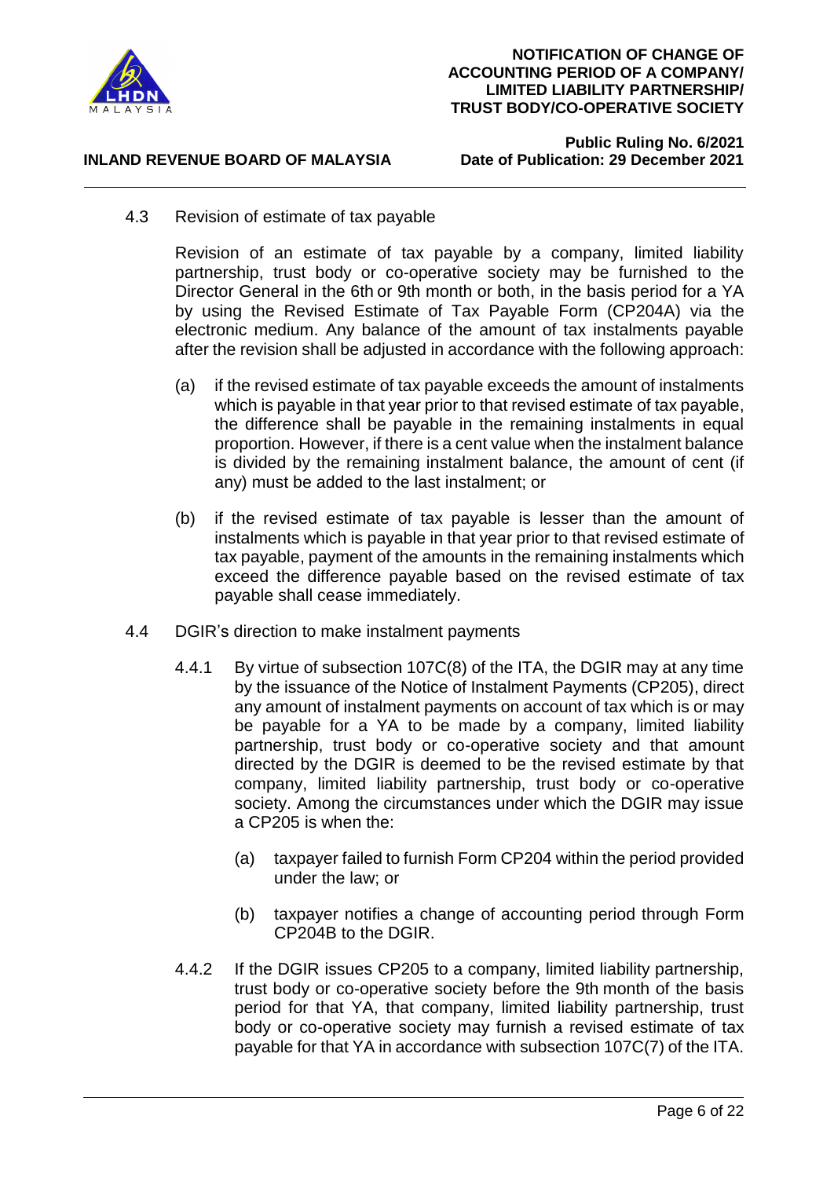4.3 Revision of estimate of tax payable

Revision of an estimate of tax payable by a company, limited liability partnership, trust body or co-operative society may be furnished to the Director General in the 6th or 9th month or both, in the basis period for a YA by using the Revised Estimate of Tax Payable Form (CP204A) via the electronic medium. Any balance of the amount of tax instalments payable after the revision shall be adjusted in accordance with the following approach:

(a) if the revised estimate of tax payable exceeds the amount of instalments which is payable in that year prior to that revised estimate of tax payable, the difference shall be payable in the remaining instalments in equal proportion. However, if there is a cent value when the instalment balance is divided by the remaining instalment balance, the amount of cent (if any) must be added to the last instalment; or

(b) if the revised estimate of tax payable is lesser than the amount of instalments which is payable in that year prior to that revised estimate of tax payable, payment of the amounts in the remaining instalments which exceed the difference payable based on the revised estimate of tax payable shall cease immediately.

4.4 DGIR's direction to make instalment payments

4.4.1 By virtue of subsection 107C(8) of the ITA, the DGIR may at any time by the issuance of the Notice of Instalment Payments (CP205), direct any amount of instalment payments on account of tax which is or may be payable for a YA to be made by a company, limited liability partnership, trust body or co-operative society and that amount directed by the DGIR is deemed to be the revised estimate by that company, limited liability partnership, trust body or co-operative society. Among the circumstances under which the DGIR may issue a CP205 is when the:

(a) taxpayer failed to furnish Form CP204 within the period provided under the law; or

(b) taxpayer notifies a change of accounting period through Form CP204B to the DGIR.

4.4.2 If the DGIR issues CP205 to a company, limited liability partnership, trust body or co-operative society before the 9th month of the basis period for that YA, that company, limited liability partnership, trust body or co-operative society may furnish a revised estimate of tax payable for that YA in accordance with subsection 107C(7) of the ITA.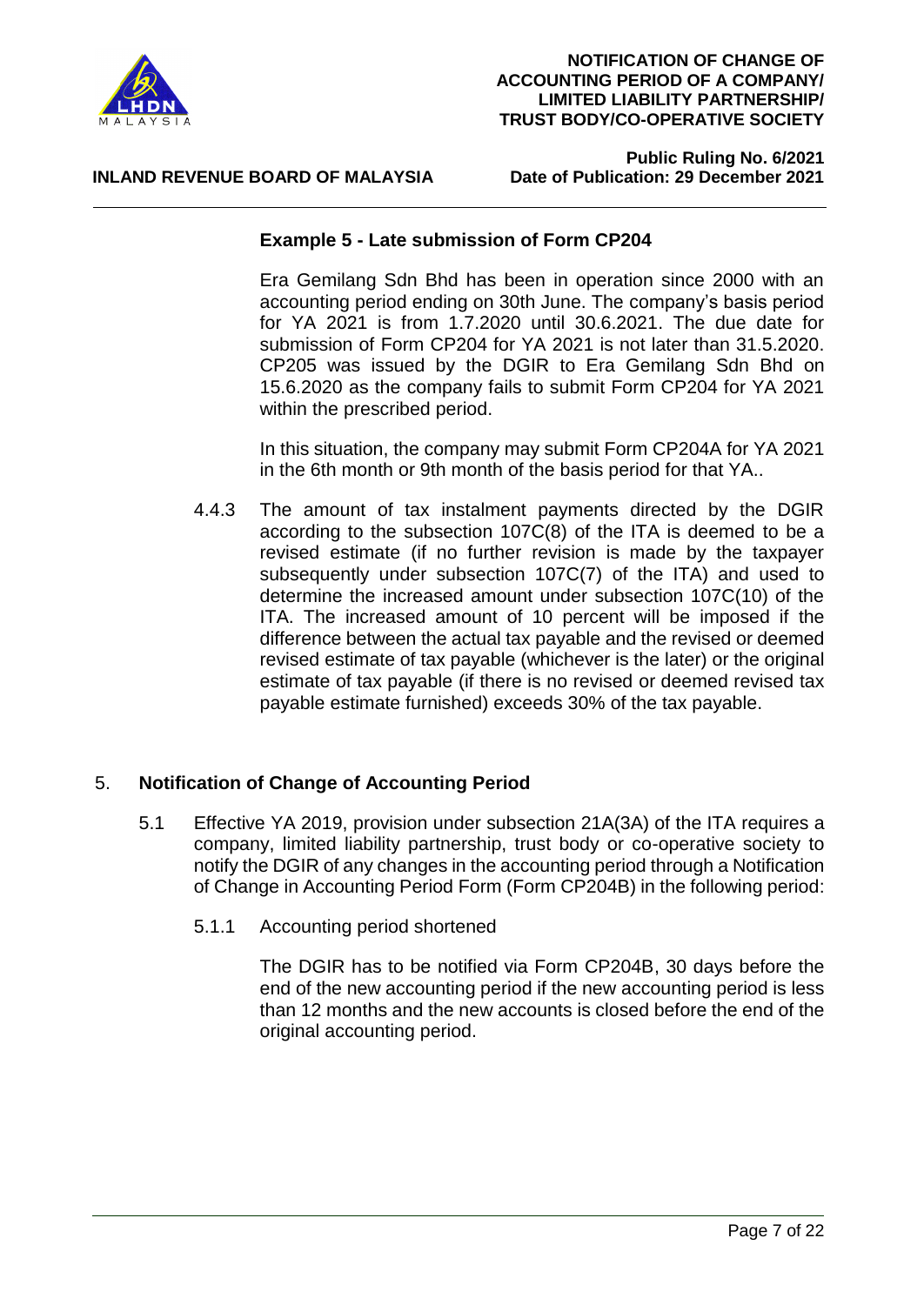**Example 5 - Late submission of Form CP204**

Era Gemilang Sdn Bhd has been in operation since 2000 with an accounting period ending on 30th June. The company's basis period for YA 2021 is from 1.7.2020 until 30.6.2021. The due date for submission of Form CP204 for YA 2021 is not later than 31.5.2020. CP205 was issued by the DGIR to Era Gemilang Sdn Bhd on 15.6.2020 as the company fails to submit Form CP204 for YA 2021 within the prescribed period.

In this situation, the company may submit Form CP204A for YA 2021 in the 6th month or 9th month of the basis period for that YA..

4.4.3 The amount of tax instalment payments directed by the DGIR according to the subsection 107C(8) of the ITA is deemed to be a revised estimate (if no further revision is made by the taxpayer subsequently under subsection 107C(7) of the ITA) and used to determine the increased amount under subsection 107C(10) of the ITA. The increased amount of 10 percent will be imposed if the difference between the actual tax payable and the revised or deemed revised estimate of tax payable (whichever is the later) or the original estimate of tax payable (if there is no revised or deemed revised tax payable estimate furnished) exceeds 30% of the tax payable.

## 5. Notification of Change of Accounting Period

5.1 Effective YA 2019, provision under subsection 21A(3A) of the ITA requires a company, limited liability partnership, trust body or co-operative society to notify the DGIR of any changes in the accounting period through a Notification of Change in Accounting Period Form (Form CP204B) in the following period:

5.1.1 Accounting period shortened

The DGIR has to be notified via Form CP204B, 30 days before the end of the new accounting period if the new accounting period is less than 12 months and the new accounts is closed before the end of the original accounting period.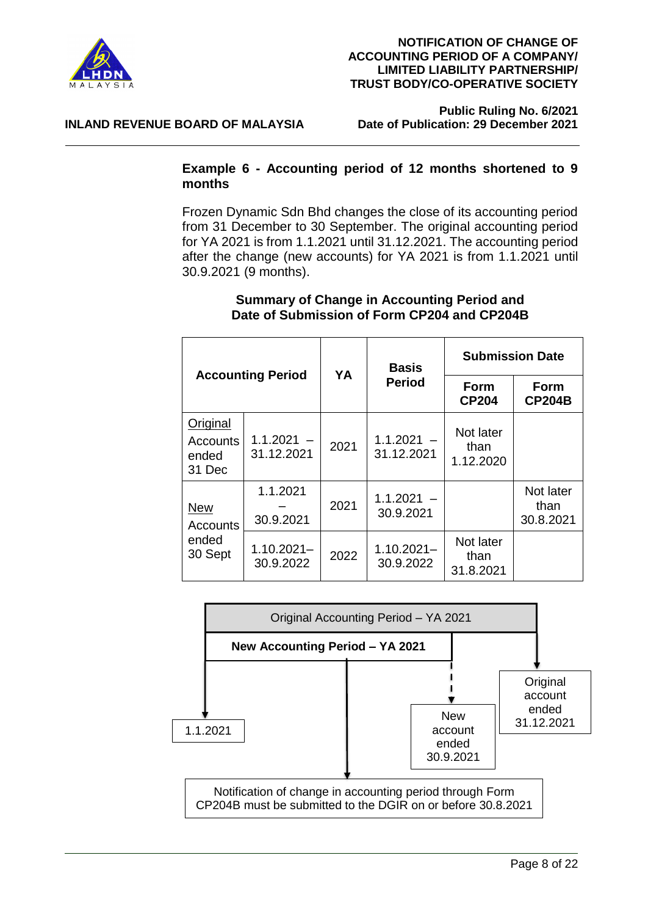**Example 6 - Accounting period of 12 months shortened to 9 months**

Frozen Dynamic Sdn Bhd changes the close of its accounting period from 31 December to 30 September. The original accounting period for YA 2021 is from 1.1.2021 until 31.12.2021. The accounting period after the change (new accounts) for YA 2021 is from 1.1.2021 until 30.9.2021 (9 months).

**Summary of Change in Accounting Period and Date of Submission of Form CP204 and CP204B**

| Accounting Period | | YA | Basis Period | Submission Date | |
|---|---|---|---|---|---|
| | | | | **Form CP204** | **Form CP204B** |
| Original Accounts ended 31 Dec | 1.1.2021 – 31.12.2021 | 2021 | 1.1.2021 – 31.12.2021 | Not later than 1.12.2020 | |
| New Accounts ended 30 Sept | 1.1.2021 – 30.9.2021 | 2021 | 1.1.2021 – 30.9.2021 | | Not later than 30.8.2021 |
| | 1.10.2021– 30.9.2022 | 2022 | 1.10.2021– 30.9.2022 | Not later than 31.8.2021 | |

Original Accounting Period – YA 2021

**New Accounting Period – YA 2021**

1.1.2021

New account ended 30.9.2021

Original account ended 31.12.2021

Notification of change in accounting period through Form CP204B must be submitted to the DGIR on or before 30.8.2021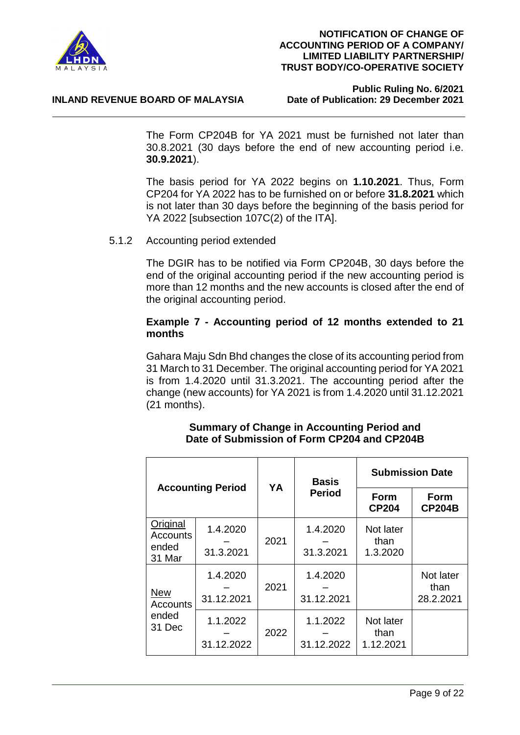The Form CP204B for YA 2021 must be furnished not later than 30.8.2021 (30 days before the end of new accounting period i.e. **30.9.2021**).

The basis period for YA 2022 begins on **1.10.2021**. Thus, Form CP204 for YA 2022 has to be furnished on or before **31.8.2021** which is not later than 30 days before the beginning of the basis period for YA 2022 [subsection 107C(2) of the ITA].

5.1.2 Accounting period extended

The DGIR has to be notified via Form CP204B, 30 days before the end of the original accounting period if the new accounting period is more than 12 months and the new accounts is closed after the end of the original accounting period.

**Example 7 - Accounting period of 12 months extended to 21 months**

Gahara Maju Sdn Bhd changes the close of its accounting period from 31 March to 31 December. The original accounting period for YA 2021 is from 1.4.2020 until 31.3.2021. The accounting period after the change (new accounts) for YA 2021 is from 1.4.2020 until 31.12.2021 (21 months).

**Summary of Change in Accounting Period and Date of Submission of Form CP204 and CP204B**

| **Accounting Period** | | **YA** | **Basis Period** | **Submission Date** | |
|---|---|---|---|---|---|
| | | | | **Form CP204** | **Form CP204B** |
| Original Accounts ended 31 Mar | 1.4.2020 – 31.3.2021 | 2021 | 1.4.2020 – 31.3.2021 | Not later than 1.3.2020 | |
| New Accounts ended 31 Dec | 1.4.2020 – 31.12.2021 | 2021 | 1.4.2020 – 31.12.2021 | | Not later than 28.2.2021 |
| | 1.1.2022 – 31.12.2022 | 2022 | 1.1.2022 – 31.12.2022 | Not later than 1.12.2021 | |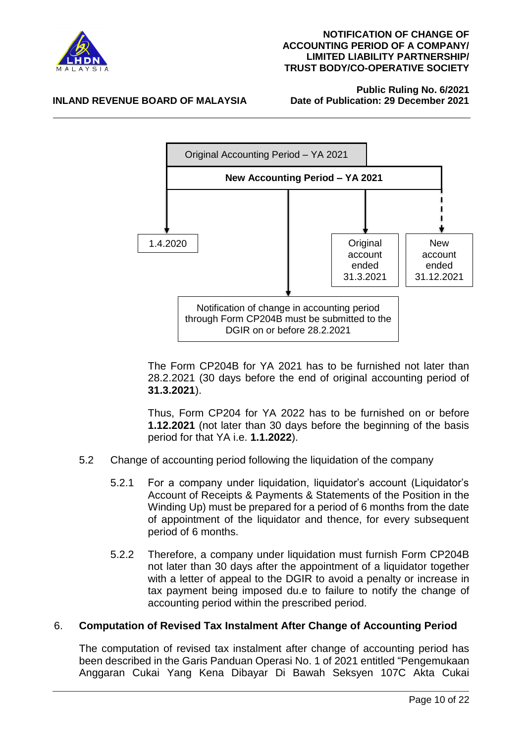Original Accounting Period – YA 2021

**New Accounting Period – YA 2021**

1.4.2020

Original account ended 31.3.2021

New account ended 31.12.2021

Notification of change in accounting period through Form CP204B must be submitted to the DGIR on or before 28.2.2021

The Form CP204B for YA 2021 has to be furnished not later than 28.2.2021 (30 days before the end of original accounting period of **31.3.2021**).

Thus, Form CP204 for YA 2022 has to be furnished on or before **1.12.2021** (not later than 30 days before the beginning of the basis period for that YA i.e. **1.1.2022**).

5.2 Change of accounting period following the liquidation of the company

5.2.1 For a company under liquidation, liquidator's account (Liquidator's Account of Receipts & Payments & Statements of the Position in the Winding Up) must be prepared for a period of 6 months from the date of appointment of the liquidator and thence, for every subsequent period of 6 months.

5.2.2 Therefore, a company under liquidation must furnish Form CP204B not later than 30 days after the appointment of a liquidator together with a letter of appeal to the DGIR to avoid a penalty or increase in tax payment being imposed du.e to failure to notify the change of accounting period within the prescribed period.

## 6. Computation of Revised Tax Instalment After Change of Accounting Period

The computation of revised tax instalment after change of accounting period has been described in the Garis Panduan Operasi No. 1 of 2021 entitled "Pengemukaan Anggaran Cukai Yang Kena Dibayar Di Bawah Seksyen 107C Akta Cukai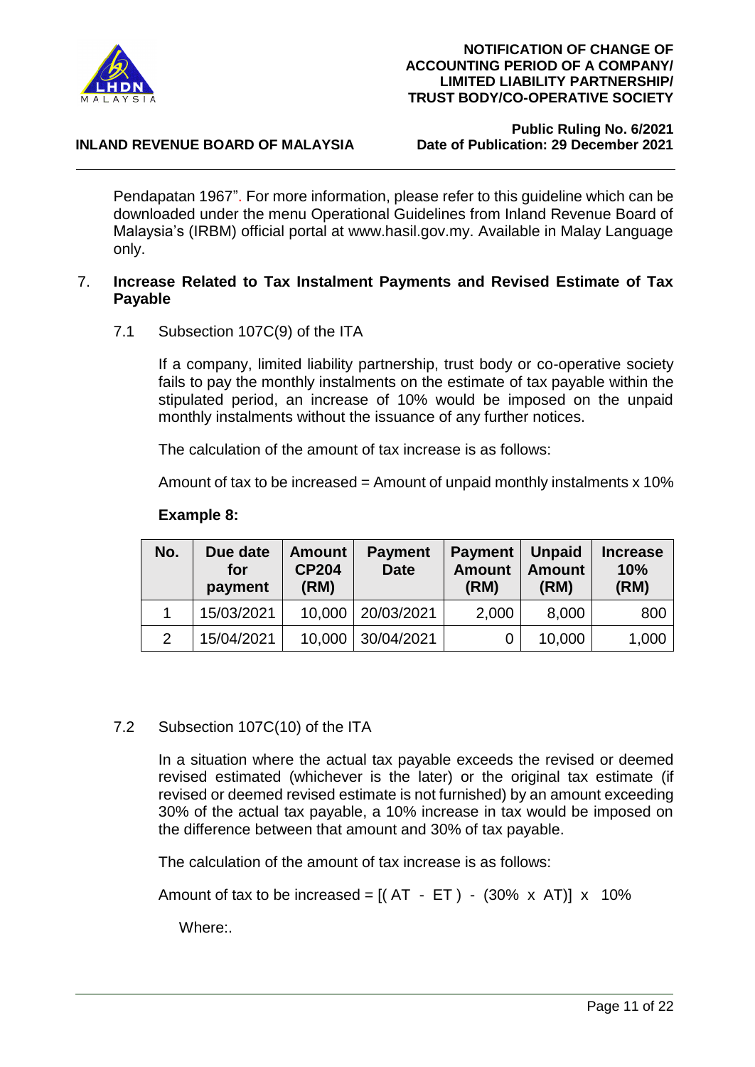Pendapatan 1967". For more information, please refer to this guideline which can be downloaded under the menu Operational Guidelines from Inland Revenue Board of Malaysia's (IRBM) official portal at www.hasil.gov.my. Available in Malay Language only.

## 7. Increase Related to Tax Instalment Payments and Revised Estimate of Tax Payable

### 7.1 Subsection 107C(9) of the ITA

If a company, limited liability partnership, trust body or co-operative society fails to pay the monthly instalments on the estimate of tax payable within the stipulated period, an increase of 10% would be imposed on the unpaid monthly instalments without the issuance of any further notices.

The calculation of the amount of tax increase is as follows:

Amount of tax to be increased = Amount of unpaid monthly instalments x 10%

**Example 8:**

| No. | Due date for payment | Amount CP204 (RM) | Payment Date | Payment Amount (RM) | Unpaid Amount (RM) | Increase 10% (RM) |
|---|---|---|---|---|---|---|
| 1 | 15/03/2021 | 10,000 | 20/03/2021 | 2,000 | 8,000 | 800 |
| 2 | 15/04/2021 | 10,000 | 30/04/2021 | 0 | 10,000 | 1,000 |

### 7.2 Subsection 107C(10) of the ITA

In a situation where the actual tax payable exceeds the revised or deemed revised estimated (whichever is the later) or the original tax estimate (if revised or deemed revised estimate is not furnished) by an amount exceeding 30% of the actual tax payable, a 10% increase in tax would be imposed on the difference between that amount and 30% of tax payable.

The calculation of the amount of tax increase is as follows:

Amount of tax to be increased = $[(AT - ET) - (30\% \times AT)] \times 10\%$

Where:.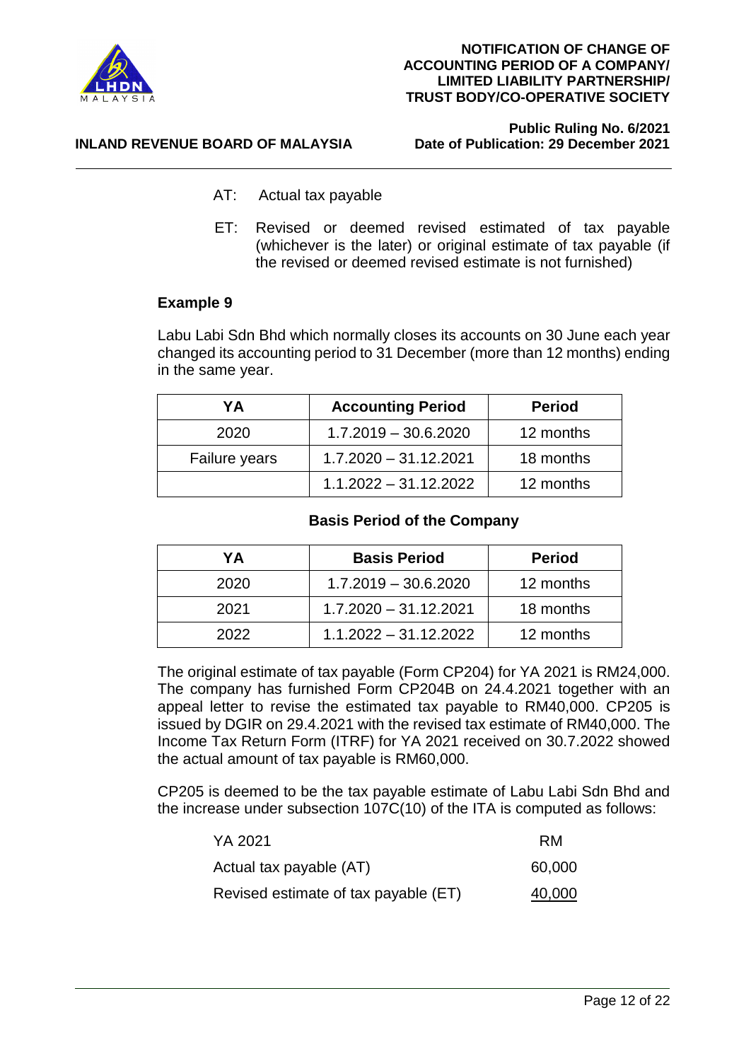AT: Actual tax payable

ET: Revised or deemed revised estimated of tax payable (whichever is the later) or original estimate of tax payable (if the revised or deemed revised estimate is not furnished)

**Example 9**

Labu Labi Sdn Bhd which normally closes its accounts on 30 June each year changed its accounting period to 31 December (more than 12 months) ending in the same year.

| YA | Accounting Period | Period |
|---|---|---|
| 2020 | 1.7.2019 – 30.6.2020 | 12 months |
| Failure years | 1.7.2020 – 31.12.2021 | 18 months |
| | 1.1.2022 – 31.12.2022 | 12 months |

**Basis Period of the Company**

| YA | Basis Period | Period |
|---|---|---|
| 2020 | 1.7.2019 – 30.6.2020 | 12 months |
| 2021 | 1.7.2020 – 31.12.2021 | 18 months |
| 2022 | 1.1.2022 – 31.12.2022 | 12 months |

The original estimate of tax payable (Form CP204) for YA 2021 is RM24,000. The company has furnished Form CP204B on 24.4.2021 together with an appeal letter to revise the estimated tax payable to RM40,000. CP205 is issued by DGIR on 29.4.2021 with the revised tax estimate of RM40,000. The Income Tax Return Form (ITRF) for YA 2021 received on 30.7.2022 showed the actual amount of tax payable is RM60,000.

CP205 is deemed to be the tax payable estimate of Labu Labi Sdn Bhd and the increase under subsection 107C(10) of the ITA is computed as follows:

| YA 2021 | RM |
|---|---|
| Actual tax payable (AT) | 60,000 |
| Revised estimate of tax payable (ET) | 40,000 |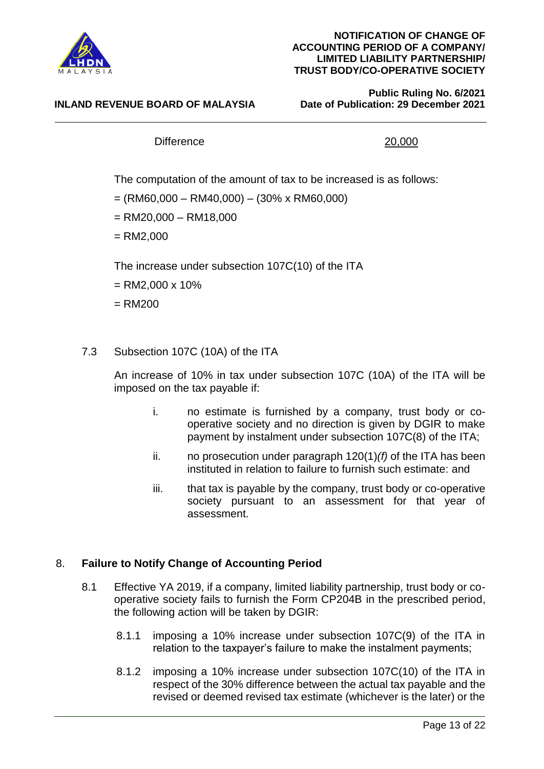| | |
|---|---|
| Difference | 20,000 |

The computation of the amount of tax to be increased is as follows:

= (RM60,000 – RM40,000) – (30% x RM60,000)

= RM20,000 – RM18,000

= RM2,000

The increase under subsection 107C(10) of the ITA

= RM2,000 x 10%

= RM200

7.3 Subsection 107C (10A) of the ITA

An increase of 10% in tax under subsection 107C (10A) of the ITA will be imposed on the tax payable if:

i. no estimate is furnished by a company, trust body or co-operative society and no direction is given by DGIR to make payment by instalment under subsection 107C(8) of the ITA;

ii. no prosecution under paragraph 120(1)*(f)* of the ITA has been instituted in relation to failure to furnish such estimate: and

iii. that tax is payable by the company, trust body or co-operative society pursuant to an assessment for that year of assessment.

## 8. Failure to Notify Change of Accounting Period

8.1 Effective YA 2019, if a company, limited liability partnership, trust body or co-operative society fails to furnish the Form CP204B in the prescribed period, the following action will be taken by DGIR:

8.1.1 imposing a 10% increase under subsection 107C(9) of the ITA in relation to the taxpayer's failure to make the instalment payments;

8.1.2 imposing a 10% increase under subsection 107C(10) of the ITA in respect of the 30% difference between the actual tax payable and the revised or deemed revised tax estimate (whichever is the later) or the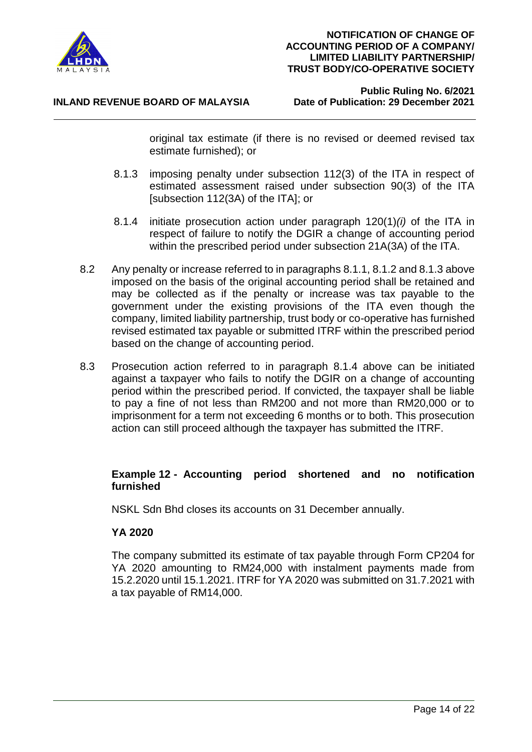original tax estimate (if there is no revised or deemed revised tax estimate furnished); or

8.1.3 imposing penalty under subsection 112(3) of the ITA in respect of estimated assessment raised under subsection 90(3) of the ITA [subsection 112(3A) of the ITA]; or

8.1.4 initiate prosecution action under paragraph 120(1)*(i)* of the ITA in respect of failure to notify the DGIR a change of accounting period within the prescribed period under subsection 21A(3A) of the ITA.

8.2 Any penalty or increase referred to in paragraphs 8.1.1, 8.1.2 and 8.1.3 above imposed on the basis of the original accounting period shall be retained and may be collected as if the penalty or increase was tax payable to the government under the existing provisions of the ITA even though the company, limited liability partnership, trust body or co-operative has furnished revised estimated tax payable or submitted ITRF within the prescribed period based on the change of accounting period.

8.3 Prosecution action referred to in paragraph 8.1.4 above can be initiated against a taxpayer who fails to notify the DGIR on a change of accounting period within the prescribed period. If convicted, the taxpayer shall be liable to pay a fine of not less than RM200 and not more than RM20,000 or to imprisonment for a term not exceeding 6 months or to both. This prosecution action can still proceed although the taxpayer has submitted the ITRF.

**Example 12 - Accounting period shortened and no notification furnished**

NSKL Sdn Bhd closes its accounts on 31 December annually.

**YA 2020**

The company submitted its estimate of tax payable through Form CP204 for YA 2020 amounting to RM24,000 with instalment payments made from 15.2.2020 until 15.1.2021. ITRF for YA 2020 was submitted on 31.7.2021 with a tax payable of RM14,000.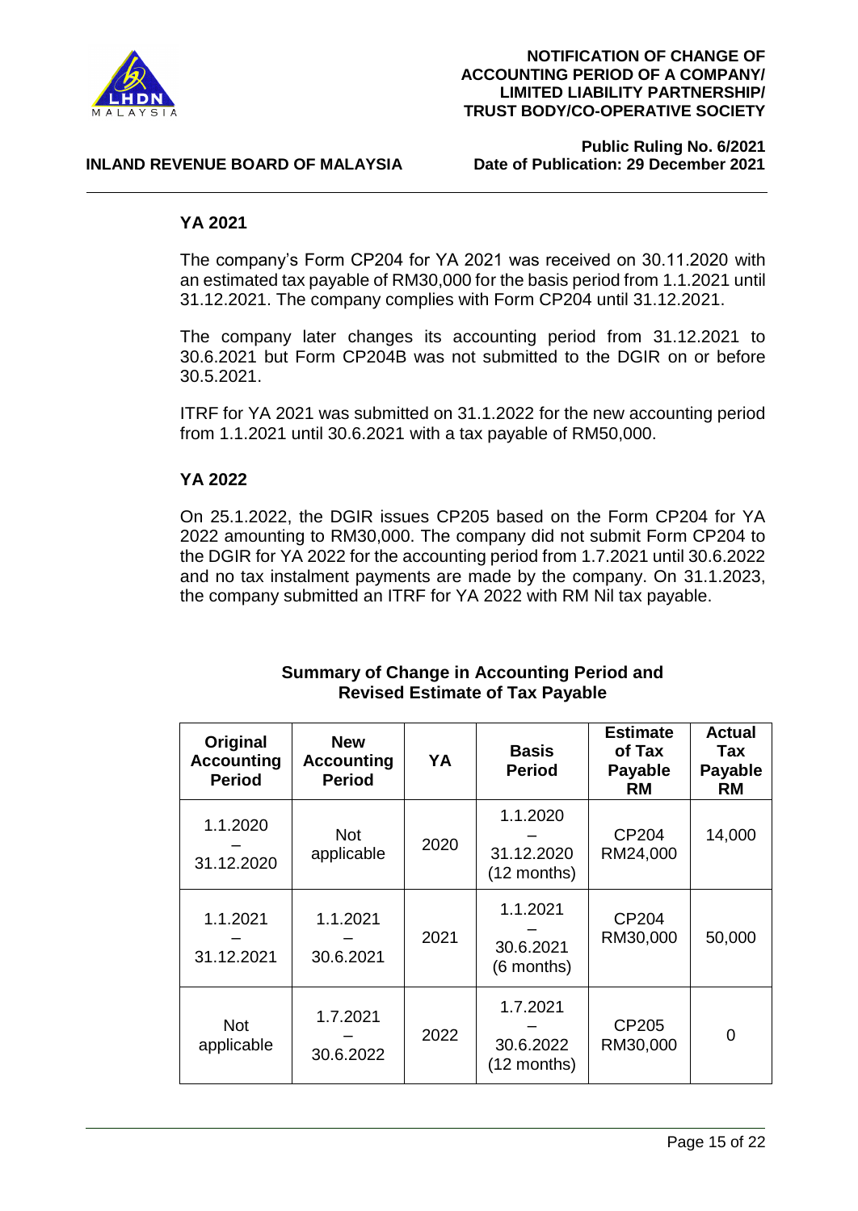### YA 2021

The company's Form CP204 for YA 2021 was received on 30.11.2020 with an estimated tax payable of RM30,000 for the basis period from 1.1.2021 until 31.12.2021. The company complies with Form CP204 until 31.12.2021.

The company later changes its accounting period from 31.12.2021 to 30.6.2021 but Form CP204B was not submitted to the DGIR on or before 30.5.2021.

ITRF for YA 2021 was submitted on 31.1.2022 for the new accounting period from 1.1.2021 until 30.6.2021 with a tax payable of RM50,000.

### YA 2022

On 25.1.2022, the DGIR issues CP205 based on the Form CP204 for YA 2022 amounting to RM30,000. The company did not submit Form CP204 to the DGIR for YA 2022 for the accounting period from 1.7.2021 until 30.6.2022 and no tax instalment payments are made by the company. On 31.1.2023, the company submitted an ITRF for YA 2022 with RM Nil tax payable.

**Summary of Change in Accounting Period and Revised Estimate of Tax Payable**

| Original Accounting Period | New Accounting Period | YA | Basis Period | Estimate of Tax Payable RM | Actual Tax Payable RM |
|---|---|---|---|---|---|
| 1.1.2020 – 31.12.2020 | Not applicable | 2020 | 1.1.2020 – 31.12.2020 (12 months) | CP204 RM24,000 | 14,000 |
| 1.1.2021 – 31.12.2021 | 1.1.2021 – 30.6.2021 | 2021 | 1.1.2021 – 30.6.2021 (6 months) | CP204 RM30,000 | 50,000 |
| Not applicable | 1.7.2021 – 30.6.2022 | 2022 | 1.7.2021 – 30.6.2022 (12 months) | CP205 RM30,000 | 0 |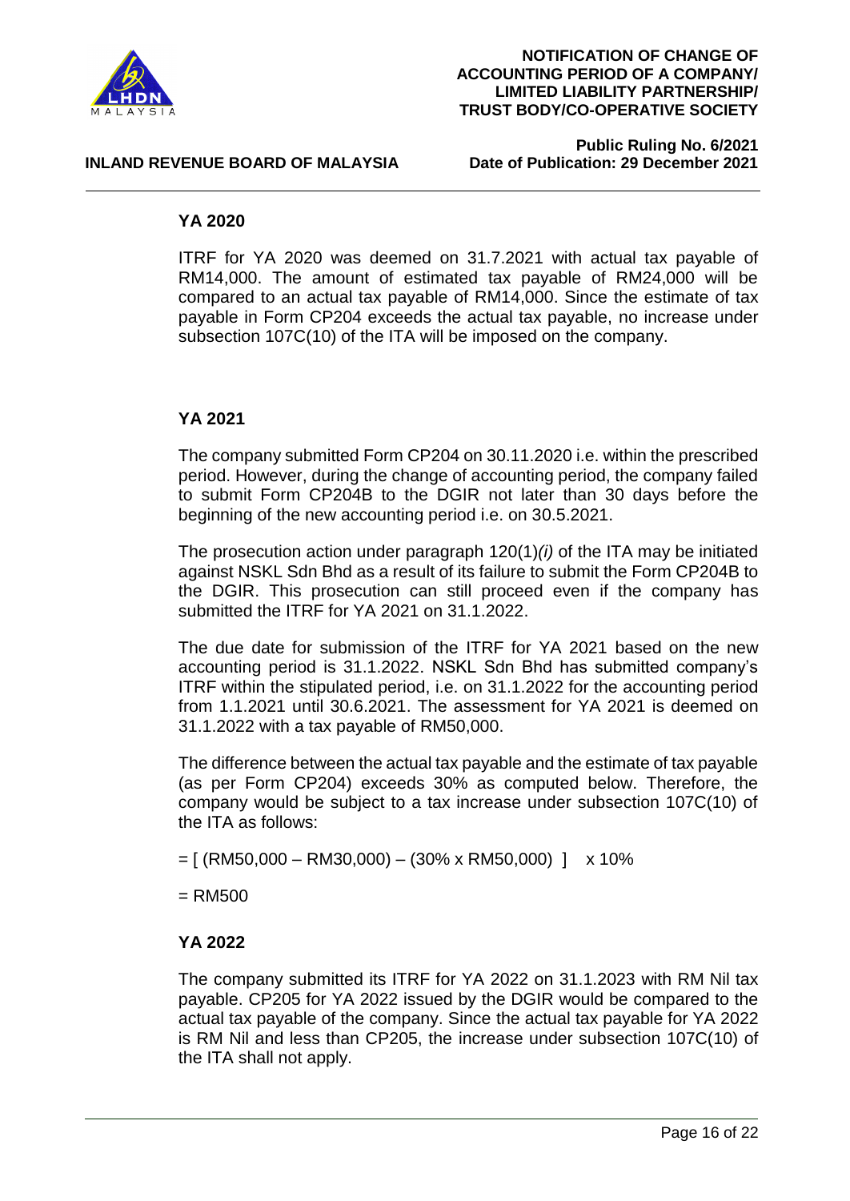**YA 2020**

ITRF for YA 2020 was deemed on 31.7.2021 with actual tax payable of RM14,000. The amount of estimated tax payable of RM24,000 will be compared to an actual tax payable of RM14,000. Since the estimate of tax payable in Form CP204 exceeds the actual tax payable, no increase under subsection 107C(10) of the ITA will be imposed on the company.

**YA 2021**

The company submitted Form CP204 on 30.11.2020 i.e. within the prescribed period. However, during the change of accounting period, the company failed to submit Form CP204B to the DGIR not later than 30 days before the beginning of the new accounting period i.e. on 30.5.2021.

The prosecution action under paragraph 120(1)*(i)* of the ITA may be initiated against NSKL Sdn Bhd as a result of its failure to submit the Form CP204B to the DGIR. This prosecution can still proceed even if the company has submitted the ITRF for YA 2021 on 31.1.2022.

The due date for submission of the ITRF for YA 2021 based on the new accounting period is 31.1.2022. NSKL Sdn Bhd has submitted company's ITRF within the stipulated period, i.e. on 31.1.2022 for the accounting period from 1.1.2021 until 30.6.2021. The assessment for YA 2021 is deemed on 31.1.2022 with a tax payable of RM50,000.

The difference between the actual tax payable and the estimate of tax payable (as per Form CP204) exceeds 30% as computed below. Therefore, the company would be subject to a tax increase under subsection 107C(10) of the ITA as follows:

= [ (RM50,000 – RM30,000) – (30% x RM50,000) ] x 10%

= RM500

**YA 2022**

The company submitted its ITRF for YA 2022 on 31.1.2023 with RM Nil tax payable. CP205 for YA 2022 issued by the DGIR would be compared to the actual tax payable of the company. Since the actual tax payable for YA 2022 is RM Nil and less than CP205, the increase under subsection 107C(10) of the ITA shall not apply.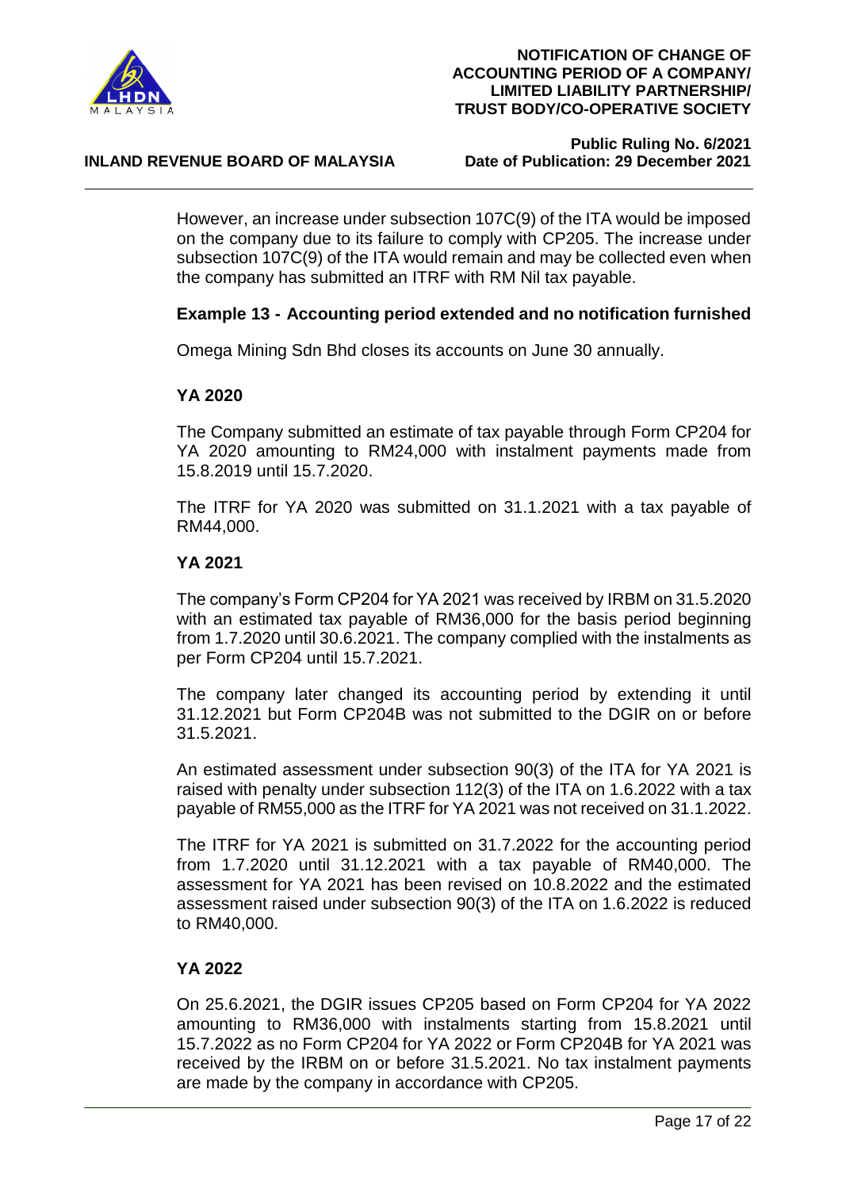However, an increase under subsection 107C(9) of the ITA would be imposed on the company due to its failure to comply with CP205. The increase under subsection 107C(9) of the ITA would remain and may be collected even when the company has submitted an ITRF with RM Nil tax payable.

**Example 13 - Accounting period extended and no notification furnished**

Omega Mining Sdn Bhd closes its accounts on June 30 annually.

**YA 2020**

The Company submitted an estimate of tax payable through Form CP204 for YA 2020 amounting to RM24,000 with instalment payments made from 15.8.2019 until 15.7.2020.

The ITRF for YA 2020 was submitted on 31.1.2021 with a tax payable of RM44,000.

**YA 2021**

The company's Form CP204 for YA 2021 was received by IRBM on 31.5.2020 with an estimated tax payable of RM36,000 for the basis period beginning from 1.7.2020 until 30.6.2021. The company complied with the instalments as per Form CP204 until 15.7.2021.

The company later changed its accounting period by extending it until 31.12.2021 but Form CP204B was not submitted to the DGIR on or before 31.5.2021.

An estimated assessment under subsection 90(3) of the ITA for YA 2021 is raised with penalty under subsection 112(3) of the ITA on 1.6.2022 with a tax payable of RM55,000 as the ITRF for YA 2021 was not received on 31.1.2022.

The ITRF for YA 2021 is submitted on 31.7.2022 for the accounting period from 1.7.2020 until 31.12.2021 with a tax payable of RM40,000. The assessment for YA 2021 has been revised on 10.8.2022 and the estimated assessment raised under subsection 90(3) of the ITA on 1.6.2022 is reduced to RM40,000.

**YA 2022**

On 25.6.2021, the DGIR issues CP205 based on Form CP204 for YA 2022 amounting to RM36,000 with instalments starting from 15.8.2021 until 15.7.2022 as no Form CP204 for YA 2022 or Form CP204B for YA 2021 was received by the IRBM on or before 31.5.2021. No tax instalment payments are made by the company in accordance with CP205.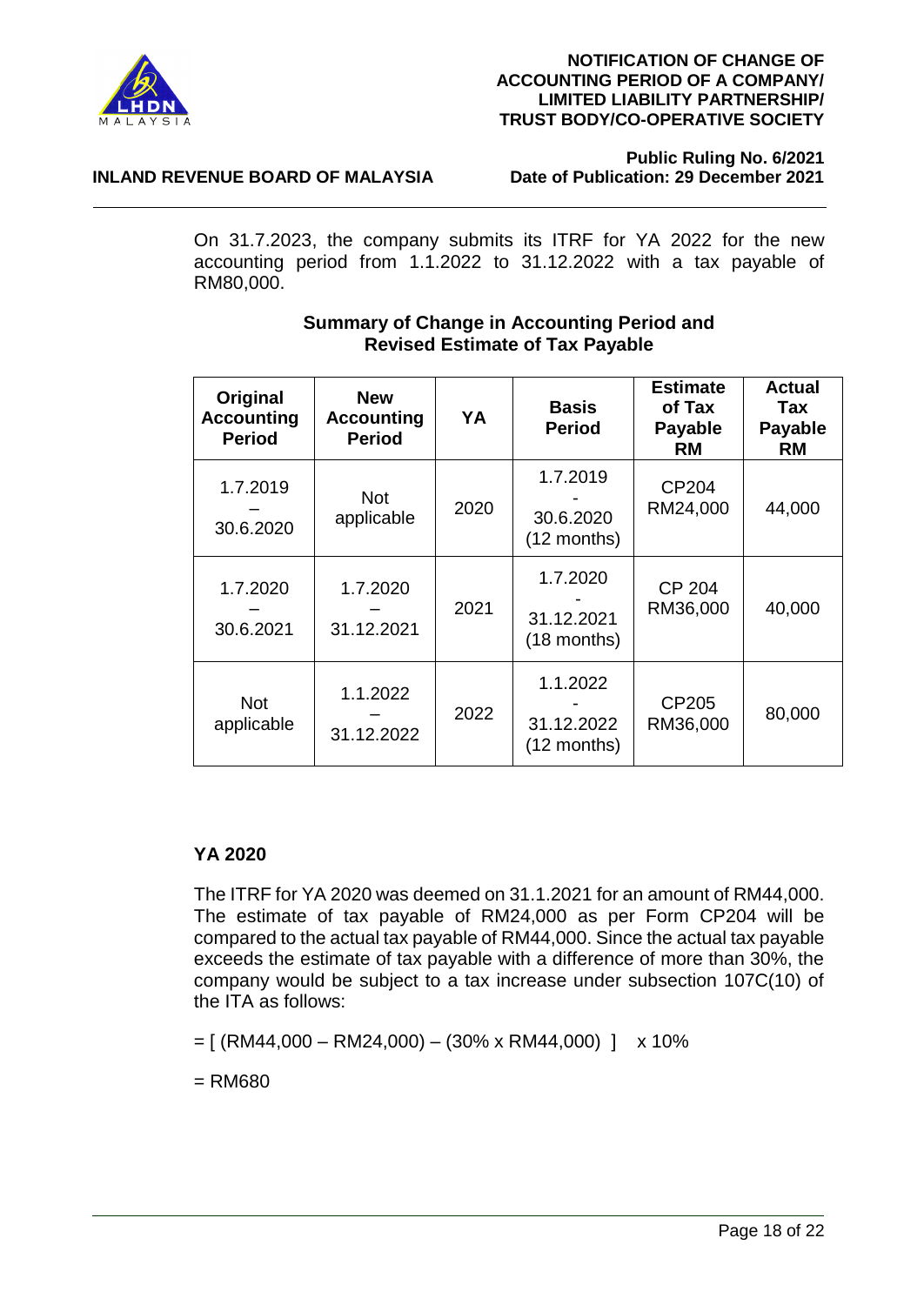On 31.7.2023, the company submits its ITRF for YA 2022 for the new accounting period from 1.1.2022 to 31.12.2022 with a tax payable of RM80,000.

**Summary of Change in Accounting Period and Revised Estimate of Tax Payable**

| Original Accounting Period | New Accounting Period | YA | Basis Period | Estimate of Tax Payable RM | Actual Tax Payable RM |
|---|---|---|---|---|---|
| 1.7.2019 – 30.6.2020 | Not applicable | 2020 | 1.7.2019 - 30.6.2020 (12 months) | CP204 RM24,000 | 44,000 |
| 1.7.2020 – 30.6.2021 | 1.7.2020 – 31.12.2021 | 2021 | 1.7.2020 - 31.12.2021 (18 months) | CP 204 RM36,000 | 40,000 |
| Not applicable | 1.1.2022 – 31.12.2022 | 2022 | 1.1.2022 - 31.12.2022 (12 months) | CP205 RM36,000 | 80,000 |

**YA 2020**

The ITRF for YA 2020 was deemed on 31.1.2021 for an amount of RM44,000. The estimate of tax payable of RM24,000 as per Form CP204 will be compared to the actual tax payable of RM44,000. Since the actual tax payable exceeds the estimate of tax payable with a difference of more than 30%, the company would be subject to a tax increase under subsection 107C(10) of the ITA as follows:

= [ (RM44,000 – RM24,000) – (30% x RM44,000) ] x 10%

= RM680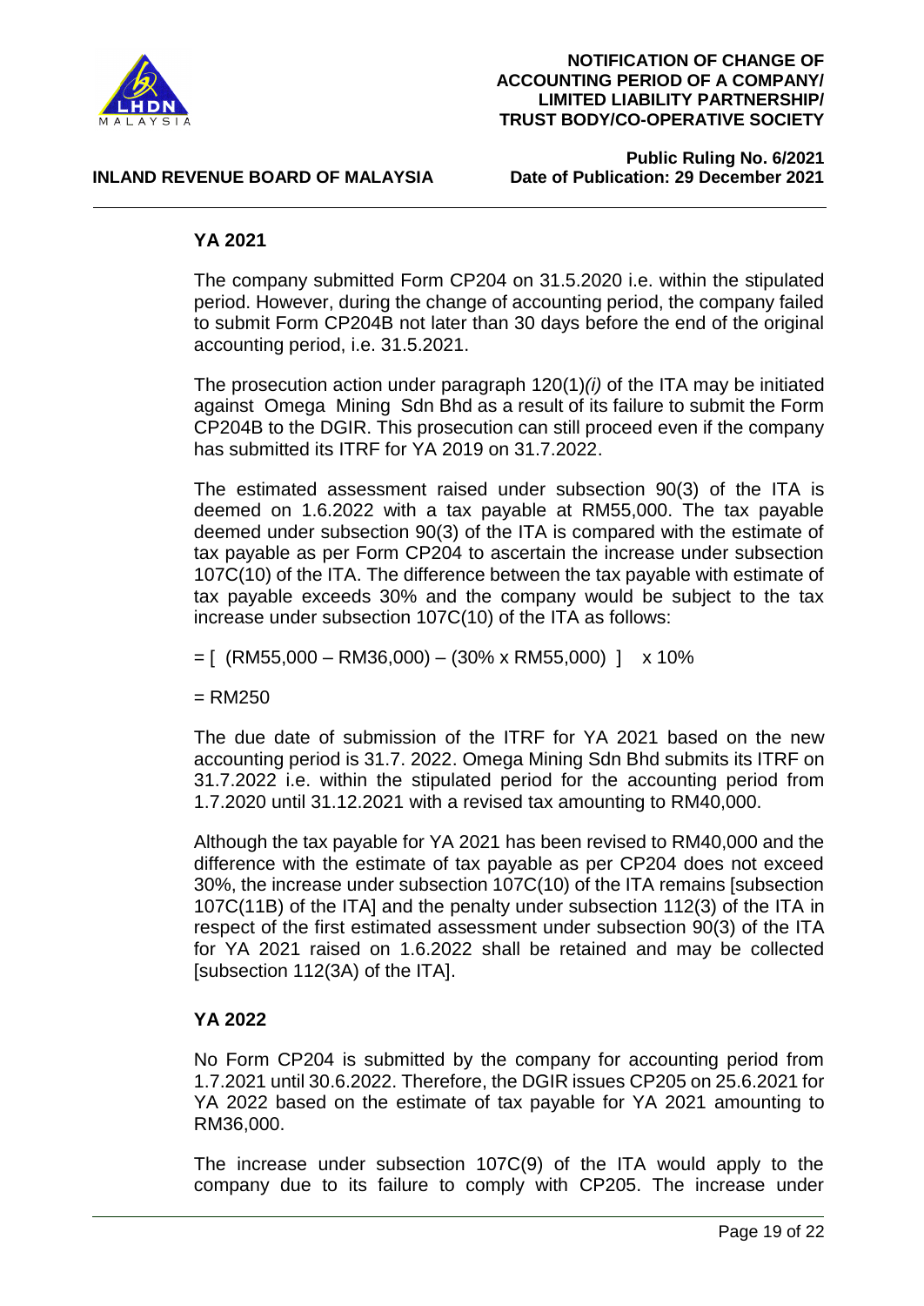### YA 2021

The company submitted Form CP204 on 31.5.2020 i.e. within the stipulated period. However, during the change of accounting period, the company failed to submit Form CP204B not later than 30 days before the end of the original accounting period, i.e. 31.5.2021.

The prosecution action under paragraph 120(1)*(i)* of the ITA may be initiated against Omega Mining Sdn Bhd as a result of its failure to submit the Form CP204B to the DGIR. This prosecution can still proceed even if the company has submitted its ITRF for YA 2019 on 31.7.2022.

The estimated assessment raised under subsection 90(3) of the ITA is deemed on 1.6.2022 with a tax payable at RM55,000. The tax payable deemed under subsection 90(3) of the ITA is compared with the estimate of tax payable as per Form CP204 to ascertain the increase under subsection 107C(10) of the ITA. The difference between the tax payable with estimate of tax payable exceeds 30% and the company would be subject to the tax increase under subsection 107C(10) of the ITA as follows:

= [ (RM55,000 – RM36,000) – (30% x RM55,000) ] x 10%

= RM250

The due date of submission of the ITRF for YA 2021 based on the new accounting period is 31.7. 2022. Omega Mining Sdn Bhd submits its ITRF on 31.7.2022 i.e. within the stipulated period for the accounting period from 1.7.2020 until 31.12.2021 with a revised tax amounting to RM40,000.

Although the tax payable for YA 2021 has been revised to RM40,000 and the difference with the estimate of tax payable as per CP204 does not exceed 30%, the increase under subsection 107C(10) of the ITA remains [subsection 107C(11B) of the ITA] and the penalty under subsection 112(3) of the ITA in respect of the first estimated assessment under subsection 90(3) of the ITA for YA 2021 raised on 1.6.2022 shall be retained and may be collected [subsection 112(3A) of the ITA].

### YA 2022

No Form CP204 is submitted by the company for accounting period from 1.7.2021 until 30.6.2022. Therefore, the DGIR issues CP205 on 25.6.2021 for YA 2022 based on the estimate of tax payable for YA 2021 amounting to RM36,000.

The increase under subsection 107C(9) of the ITA would apply to the company due to its failure to comply with CP205. The increase under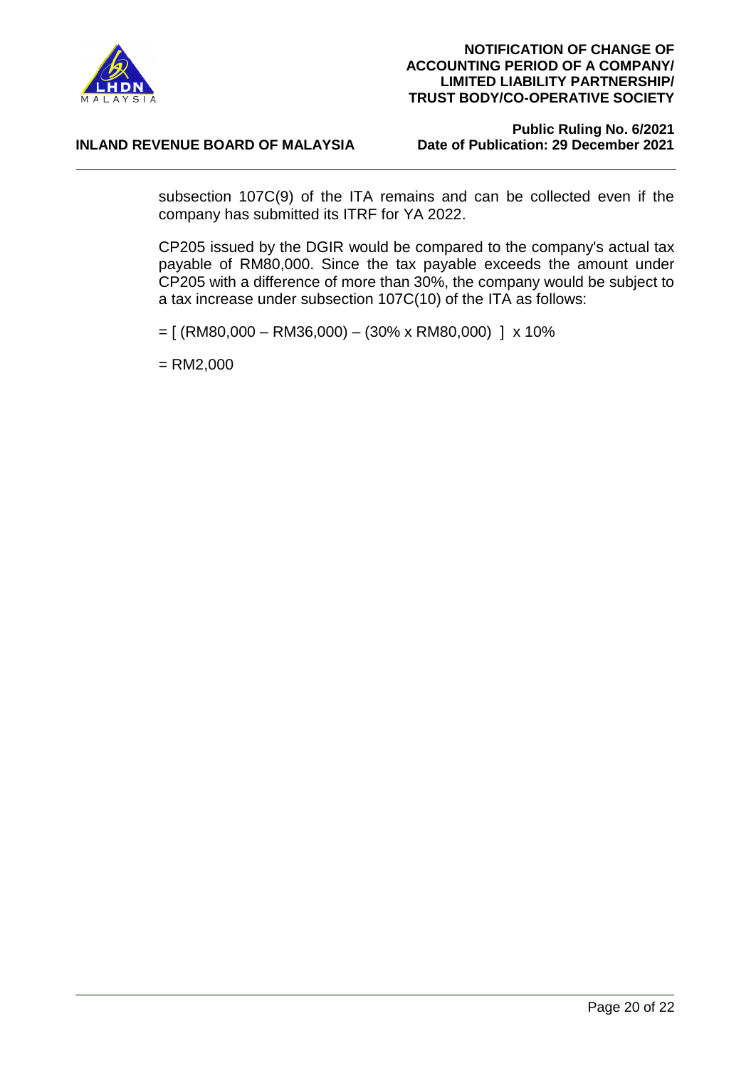subsection 107C(9) of the ITA remains and can be collected even if the company has submitted its ITRF for YA 2022.

CP205 issued by the DGIR would be compared to the company's actual tax payable of RM80,000. Since the tax payable exceeds the amount under CP205 with a difference of more than 30%, the company would be subject to a tax increase under subsection 107C(10) of the ITA as follows:

= [ (RM80,000 – RM36,000) – (30% x RM80,000) ] x 10%

= RM2,000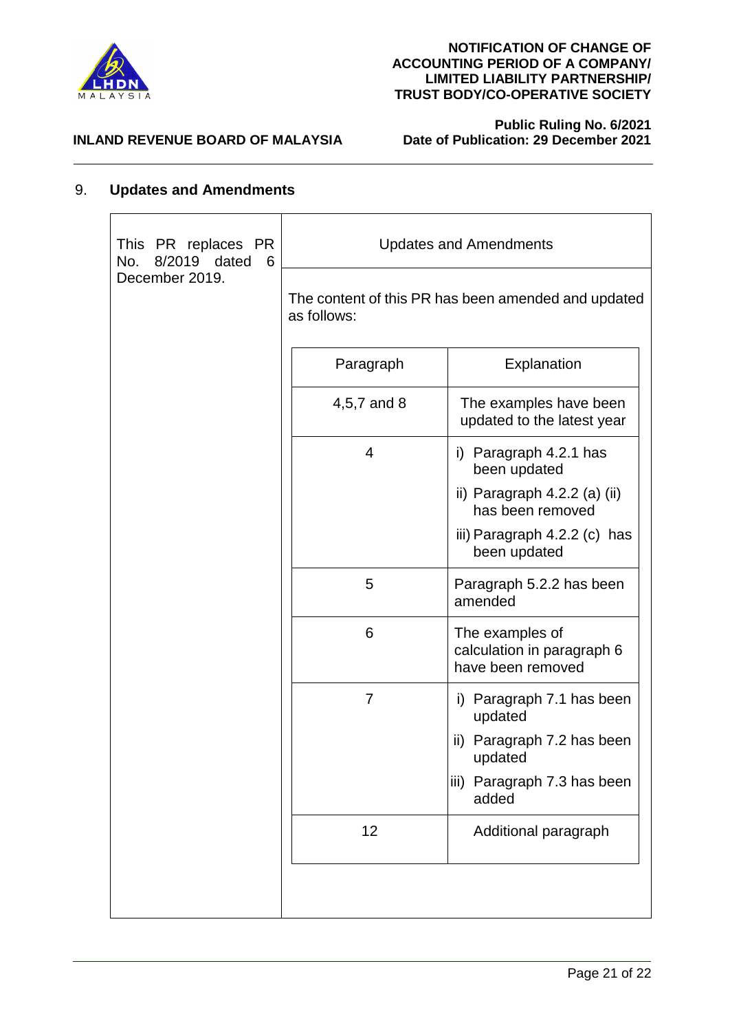## 9. Updates and Amendments

| This PR replaces PR No. 8/2019 dated 6 December 2019. | Updates and Amendments | |
|---|---|---|
| | The content of this PR has been amended and updated as follows: | |
| | **Paragraph** | **Explanation** |
| | 4,5,7 and 8 | The examples have been updated to the latest year |
| | 4 | i) Paragraph 4.2.1 has been updated<br>ii) Paragraph 4.2.2 (a) (ii) has been removed<br>iii) Paragraph 4.2.2 (c) has been updated |
| | 5 | Paragraph 5.2.2 has been amended |
| | 6 | The examples of calculation in paragraph 6 have been removed |
| | 7 | i) Paragraph 7.1 has been updated<br>ii) Paragraph 7.2 has been updated<br>iii) Paragraph 7.3 has been added |
| | 12 | Additional paragraph |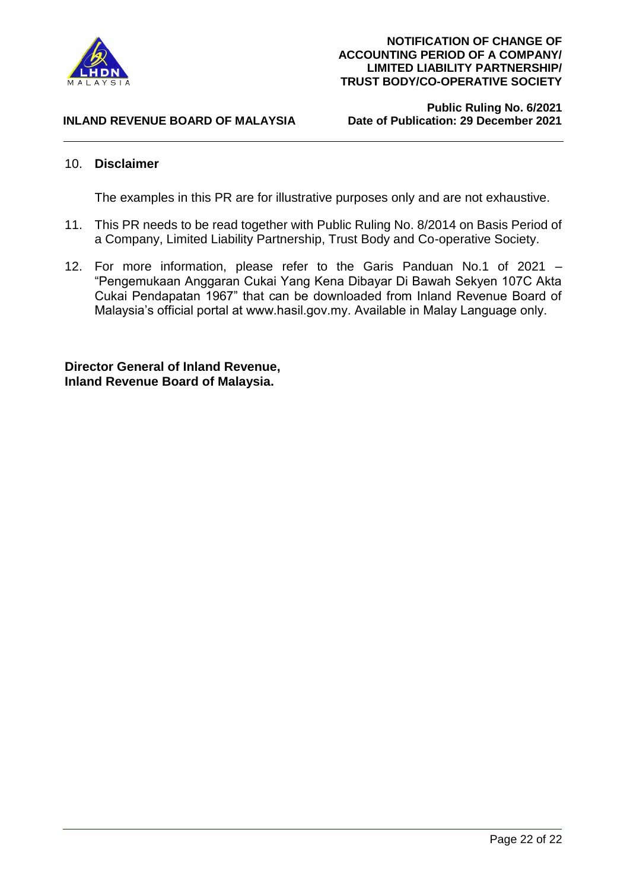10. **Disclaimer**

    The examples in this PR are for illustrative purposes only and are not exhaustive.

11. This PR needs to be read together with Public Ruling No. 8/2014 on Basis Period of a Company, Limited Liability Partnership, Trust Body and Co-operative Society.

12. For more information, please refer to the Garis Panduan No.1 of 2021 – "Pengemukaan Anggaran Cukai Yang Kena Dibayar Di Bawah Sekyen 107C Akta Cukai Pendapatan 1967" that can be downloaded from Inland Revenue Board of Malaysia's official portal at www.hasil.gov.my. Available in Malay Language only.

**Director General of Inland Revenue,**
**Inland Revenue Board of Malaysia.**